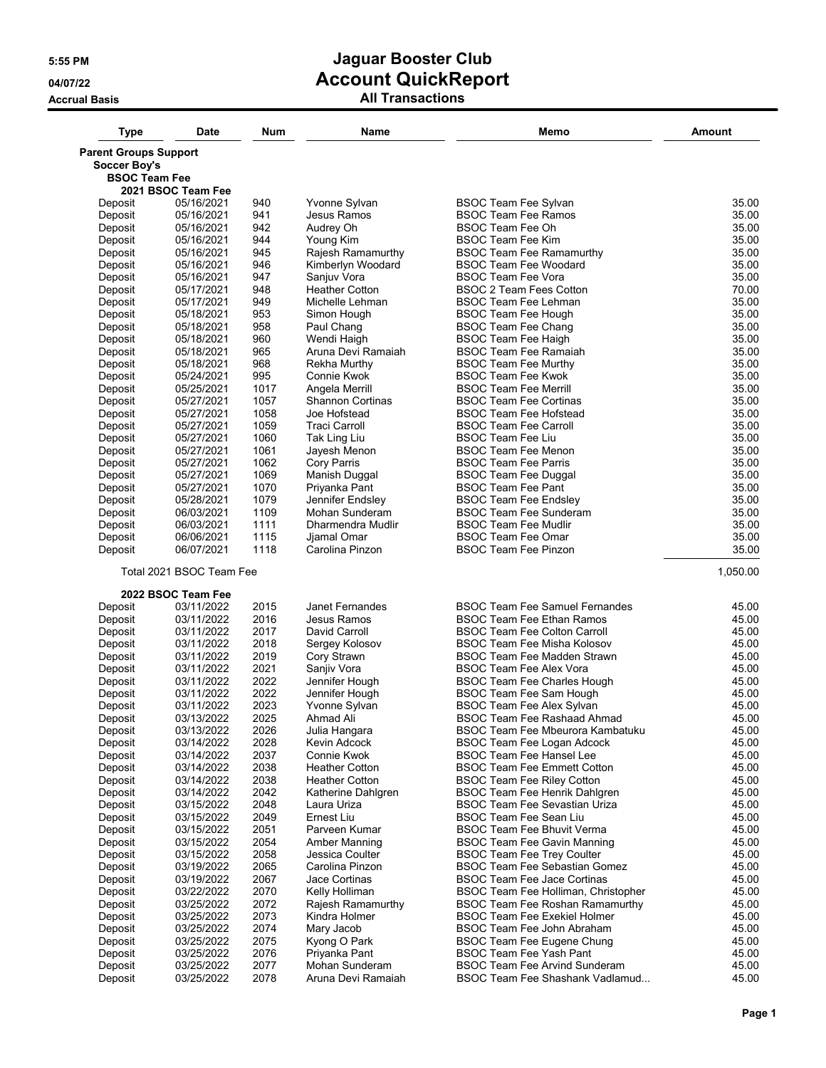# Jaguar Booster Club
## Account QuickReport
### All Transactions

5:55 PM
04/07/22
Accrual Basis

| Type | Date | Num | Name | Memo | Amount |
|---|---|---|---|---|---|
| **Parent Groups Support** | | | | | |
| **Soccer Boy's** | | | | | |
| **BSOC Team Fee** | | | | | |
| **2021 BSOC Team Fee** | | | | | |
| Deposit | 05/16/2021 | 940 | Yvonne Sylvan | BSOC Team Fee Sylvan | 35.00 |
| Deposit | 05/16/2021 | 941 | Jesus Ramos | BSOC Team Fee Ramos | 35.00 |
| Deposit | 05/16/2021 | 942 | Audrey Oh | BSOC Team Fee Oh | 35.00 |
| Deposit | 05/16/2021 | 944 | Young Kim | BSOC Team Fee Kim | 35.00 |
| Deposit | 05/16/2021 | 945 | Rajesh Ramamurthy | BSOC Team Fee Ramamurthy | 35.00 |
| Deposit | 05/16/2021 | 946 | Kimberlyn Woodard | BSOC Team Fee Woodard | 35.00 |
| Deposit | 05/16/2021 | 947 | Sanjuv Vora | BSOC Team Fee Vora | 35.00 |
| Deposit | 05/17/2021 | 948 | Heather Cotton | BSOC 2 Team Fees Cotton | 70.00 |
| Deposit | 05/17/2021 | 949 | Michelle Lehman | BSOC Team Fee Lehman | 35.00 |
| Deposit | 05/18/2021 | 953 | Simon Hough | BSOC Team Fee Hough | 35.00 |
| Deposit | 05/18/2021 | 958 | Paul Chang | BSOC Team Fee Chang | 35.00 |
| Deposit | 05/18/2021 | 960 | Wendi Haigh | BSOC Team Fee Haigh | 35.00 |
| Deposit | 05/18/2021 | 965 | Aruna Devi Ramaiah | BSOC Team Fee Ramaiah | 35.00 |
| Deposit | 05/18/2021 | 968 | Rekha Murthy | BSOC Team Fee Murthy | 35.00 |
| Deposit | 05/24/2021 | 995 | Connie Kwok | BSOC Team Fee Kwok | 35.00 |
| Deposit | 05/25/2021 | 1017 | Angela Merrill | BSOC Team Fee Merrill | 35.00 |
| Deposit | 05/27/2021 | 1057 | Shannon Cortinas | BSOC Team Fee Cortinas | 35.00 |
| Deposit | 05/27/2021 | 1058 | Joe Hofstead | BSOC Team Fee Hofstead | 35.00 |
| Deposit | 05/27/2021 | 1059 | Traci Carroll | BSOC Team Fee Carroll | 35.00 |
| Deposit | 05/27/2021 | 1060 | Tak Ling Liu | BSOC Team Fee Liu | 35.00 |
| Deposit | 05/27/2021 | 1061 | Jayesh Menon | BSOC Team Fee Menon | 35.00 |
| Deposit | 05/27/2021 | 1062 | Cory Parris | BSOC Team Fee Parris | 35.00 |
| Deposit | 05/27/2021 | 1069 | Manish Duggal | BSOC Team Fee Duggal | 35.00 |
| Deposit | 05/27/2021 | 1070 | Priyanka Pant | BSOC Team Fee Pant | 35.00 |
| Deposit | 05/28/2021 | 1079 | Jennifer Endsley | BSOC Team Fee Endsley | 35.00 |
| Deposit | 06/03/2021 | 1109 | Mohan Sunderam | BSOC Team Fee Sunderam | 35.00 |
| Deposit | 06/03/2021 | 1111 | Dharmendra Mudlir | BSOC Team Fee Mudlir | 35.00 |
| Deposit | 06/06/2021 | 1115 | Jjamal Omar | BSOC Team Fee Omar | 35.00 |
| Deposit | 06/07/2021 | 1118 | Carolina Pinzon | BSOC Team Fee Pinzon | 35.00 |
| Total 2021 BSOC Team Fee | | | | | 1,050.00 |
| **2022 BSOC Team Fee** | | | | | |
| Deposit | 03/11/2022 | 2015 | Janet Fernandes | BSOC Team Fee Samuel Fernandes | 45.00 |
| Deposit | 03/11/2022 | 2016 | Jesus Ramos | BSOC Team Fee Ethan Ramos | 45.00 |
| Deposit | 03/11/2022 | 2017 | David Carroll | BSOC Team Fee Colton Carroll | 45.00 |
| Deposit | 03/11/2022 | 2018 | Sergey Kolosov | BSOC Team Fee Misha Kolosov | 45.00 |
| Deposit | 03/11/2022 | 2019 | Cory Strawn | BSOC Team Fee Madden Strawn | 45.00 |
| Deposit | 03/11/2022 | 2021 | Sanjiv Vora | BSOC Team Fee Alex Vora | 45.00 |
| Deposit | 03/11/2022 | 2022 | Jennifer Hough | BSOC Team Fee Charles Hough | 45.00 |
| Deposit | 03/11/2022 | 2022 | Jennifer Hough | BSOC Team Fee Sam Hough | 45.00 |
| Deposit | 03/11/2022 | 2023 | Yvonne Sylvan | BSOC Team Fee Alex Sylvan | 45.00 |
| Deposit | 03/13/2022 | 2025 | Ahmad Ali | BSOC Team Fee Rashaad Ahmad | 45.00 |
| Deposit | 03/13/2022 | 2026 | Julia Hangara | BSOC Team Fee Mbeurora Kambatuku | 45.00 |
| Deposit | 03/14/2022 | 2028 | Kevin Adcock | BSOC Team Fee Logan Adcock | 45.00 |
| Deposit | 03/14/2022 | 2037 | Connie Kwok | BSOC Team Fee Hansel Lee | 45.00 |
| Deposit | 03/14/2022 | 2038 | Heather Cotton | BSOC Team Fee Emmett Cotton | 45.00 |
| Deposit | 03/14/2022 | 2038 | Heather Cotton | BSOC Team Fee Riley Cotton | 45.00 |
| Deposit | 03/14/2022 | 2042 | Katherine Dahlgren | BSOC Team Fee Henrik Dahlgren | 45.00 |
| Deposit | 03/15/2022 | 2048 | Laura Uriza | BSOC Team Fee Sevastian Uriza | 45.00 |
| Deposit | 03/15/2022 | 2049 | Ernest Liu | BSOC Team Fee Sean Liu | 45.00 |
| Deposit | 03/15/2022 | 2051 | Parveen Kumar | BSOC Team Fee Bhuvit Verma | 45.00 |
| Deposit | 03/15/2022 | 2054 | Amber Manning | BSOC Team Fee Gavin Manning | 45.00 |
| Deposit | 03/15/2022 | 2058 | Jessica Coulter | BSOC Team Fee Trey Coulter | 45.00 |
| Deposit | 03/19/2022 | 2065 | Carolina Pinzon | BSOC Team Fee Sebastian Gomez | 45.00 |
| Deposit | 03/19/2022 | 2067 | Jace Cortinas | BSOC Team Fee Jace Cortinas | 45.00 |
| Deposit | 03/22/2022 | 2070 | Kelly Holliman | BSOC Team Fee Holliman, Christopher | 45.00 |
| Deposit | 03/25/2022 | 2072 | Rajesh Ramamurthy | BSOC Team Fee Roshan Ramamurthy | 45.00 |
| Deposit | 03/25/2022 | 2073 | Kindra Holmer | BSOC Team Fee Exekiel Holmer | 45.00 |
| Deposit | 03/25/2022 | 2074 | Mary Jacob | BSOC Team Fee John Abraham | 45.00 |
| Deposit | 03/25/2022 | 2075 | Kyong O Park | BSOC Team Fee Eugene Chung | 45.00 |
| Deposit | 03/25/2022 | 2076 | Priyanka Pant | BSOC Team Fee Yash Pant | 45.00 |
| Deposit | 03/25/2022 | 2077 | Mohan Sunderam | BSOC Team Fee Arvind Sunderam | 45.00 |
| Deposit | 03/25/2022 | 2078 | Aruna Devi Ramaiah | BSOC Team Fee Shashank Vadlamud... | 45.00 |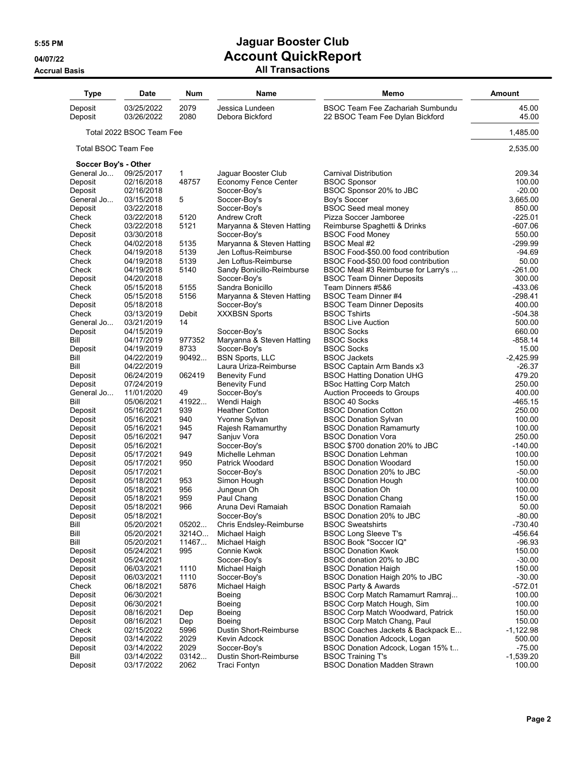# Jaguar Booster Club

## Account QuickReport

### All Transactions

5:55 PM
04/07/22
Accrual Basis

| Type | Date | Num | Name | Memo | Amount |
|---|---|---|---|---|---|
| Deposit | 03/25/2022 | 2079 | Jessica Lundeen | BSOC Team Fee Zachariah Sumbundu | 45.00 |
| Deposit | 03/26/2022 | 2080 | Debora Bickford | 22 BSOC Team Fee Dylan Bickford | 45.00 |
| Total 2022 BSOC Team Fee | | | | | 1,485.00 |
| Total BSOC Team Fee | | | | | 2,535.00 |
| **Soccer Boy's - Other** | | | | | |
| General Jo... | 09/25/2017 | 1 | Jaguar Booster Club | Carnival Distribution | 209.34 |
| Deposit | 02/16/2018 | 48757 | Economy Fence Center | BSOC Sponsor | 100.00 |
| Deposit | 02/16/2018 | | Soccer-Boy's | BSOC Sponsor 20% to JBC | -20.00 |
| General Jo... | 03/15/2018 | 5 | Soccer-Boy's | Boy's Soccer | 3,665.00 |
| Deposit | 03/22/2018 | | Soccer-Boy's | BSOC Seed meal money | 850.00 |
| Check | 03/22/2018 | 5120 | Andrew Croft | Pizza Soccer Jamboree | -225.01 |
| Check | 03/22/2018 | 5121 | Maryanna & Steven Hatting | Reimburse Spaghetti & Drinks | -607.06 |
| Deposit | 03/30/2018 | | Soccer-Boy's | BSOC Food Money | 550.00 |
| Check | 04/02/2018 | 5135 | Maryanna & Steven Hatting | BSOC Meal #2 | -299.99 |
| Check | 04/19/2018 | 5139 | Jen Loftus-Reimburse | BSOC Food-$50.00 food contribution | -94.69 |
| Check | 04/19/2018 | 5139 | Jen Loftus-Reimburse | BSOC Food-$50.00 food contribution | 50.00 |
| Check | 04/19/2018 | 5140 | Sandy Bonicillo-Reimburse | BSOC Meal #3 Reimburse for Larry's ... | -261.00 |
| Deposit | 04/20/2018 | | Soccer-Boy's | BSOC Team Dinner Deposits | 300.00 |
| Check | 05/15/2018 | 5155 | Sandra Bonicillo | Team Dinners #5&6 | -433.06 |
| Check | 05/15/2018 | 5156 | Maryanna & Steven Hatting | BSOC Team Dinner #4 | -298.41 |
| Deposit | 05/18/2018 | | Soccer-Boy's | BSOC Team Dinner Deposits | 400.00 |
| Check | 03/13/2019 | Debit | XXXBSN Sports | BSOC Tshirts | -504.38 |
| General Jo... | 03/21/2019 | 14 | | BSOC Live Auction | 500.00 |
| Deposit | 04/15/2019 | | Soccer-Boy's | BSOC Socks | 660.00 |
| Bill | 04/17/2019 | 977352 | Maryanna & Steven Hatting | BSOC Socks | -858.14 |
| Deposit | 04/19/2019 | 8733 | Soccer-Boy's | BSOC Socks | 15.00 |
| Bill | 04/22/2019 | 90492... | BSN Sports, LLC | BSOC Jackets | -2,425.99 |
| Bill | 04/22/2019 | | Laura Uriza-Reimburse | BSOC Captain Arm Bands x3 | -26.37 |
| Deposit | 06/24/2019 | 062419 | Benevity Fund | BSOC Hatting Donation UHG | 479.20 |
| Deposit | 07/24/2019 | | Benevity Fund | BSoc Hatting Corp Match | 250.00 |
| General Jo... | 11/01/2020 | 49 | Soccer-Boy's | Auction Proceeds to Groups | 400.00 |
| Bill | 05/06/2021 | 41922... | Wendi Haigh | BSOC 40 Socks | -465.15 |
| Deposit | 05/16/2021 | 939 | Heather Cotton | BSOC Donation Cotton | 250.00 |
| Deposit | 05/16/2021 | 940 | Yvonne Sylvan | BSOC Donation Sylvan | 100.00 |
| Deposit | 05/16/2021 | 945 | Rajesh Ramamurthy | BSOC Donation Ramamurty | 100.00 |
| Deposit | 05/16/2021 | 947 | Sanjuv Vora | BSOC Donation Vora | 250.00 |
| Deposit | 05/16/2021 | | Soccer-Boy's | BSOC $700 donation 20% to JBC | -140.00 |
| Deposit | 05/17/2021 | 949 | Michelle Lehman | BSOC Donation Lehman | 100.00 |
| Deposit | 05/17/2021 | 950 | Patrick Woodard | BSOC Donation Woodard | 150.00 |
| Deposit | 05/17/2021 | | Soccer-Boy's | BSOC Donation 20% to JBC | -50.00 |
| Deposit | 05/18/2021 | 953 | Simon Hough | BSOC Donation Hough | 100.00 |
| Deposit | 05/18/2021 | 956 | Jungeun Oh | BSOC Donation Oh | 100.00 |
| Deposit | 05/18/2021 | 959 | Paul Chang | BSOC Donation Chang | 150.00 |
| Deposit | 05/18/2021 | 966 | Aruna Devi Ramaiah | BSOC Donation Ramaiah | 50.00 |
| Deposit | 05/18/2021 | | Soccer-Boy's | BSOC Donation 20% to JBC | -80.00 |
| Bill | 05/20/2021 | 05202... | Chris Endsley-Reimburse | BSOC Sweatshirts | -730.40 |
| Bill | 05/20/2021 | 3214O... | Michael Haigh | BSOC Long Sleeve T's | -456.64 |
| Bill | 05/20/2021 | 11467... | Michael Haigh | BSOC Book "Soccer IQ" | -96.93 |
| Deposit | 05/24/2021 | 995 | Connie Kwok | BSOC Donation Kwok | 150.00 |
| Deposit | 05/24/2021 | | Soccer-Boy's | BSOC donation 20% to JBC | -30.00 |
| Deposit | 06/03/2021 | 1110 | Michael Haigh | BSOC Donation Haigh | 150.00 |
| Deposit | 06/03/2021 | 1110 | Soccer-Boy's | BSOC Donation Haigh 20% to JBC | -30.00 |
| Check | 06/18/2021 | 5876 | Michael Haigh | BSOC Party & Awards | -572.01 |
| Deposit | 06/30/2021 | | Boeing | BSOC Corp Match Ramamurt Ramraj... | 100.00 |
| Deposit | 06/30/2021 | | Boeing | BSOC Corp Match Hough, Sim | 100.00 |
| Deposit | 08/16/2021 | Dep | Boeing | BSOC Corp Match Woodward, Patrick | 150.00 |
| Deposit | 08/16/2021 | Dep | Boeing | BSOC Corp Match Chang, Paul | 150.00 |
| Check | 02/15/2022 | 5996 | Dustin Short-Reimburse | BSOC Coaches Jackets & Backpack E... | -1,122.98 |
| Deposit | 03/14/2022 | 2029 | Kevin Adcock | BSOC Donation Adcock, Logan | 500.00 |
| Deposit | 03/14/2022 | 2029 | Soccer-Boy's | BSOC Donation Adcock, Logan 15% t... | -75.00 |
| Bill | 03/14/2022 | 03142... | Dustin Short-Reimburse | BSOC Training T's | -1,539.20 |
| Deposit | 03/17/2022 | 2062 | Traci Fontyn | BSOC Donation Madden Strawn | 100.00 |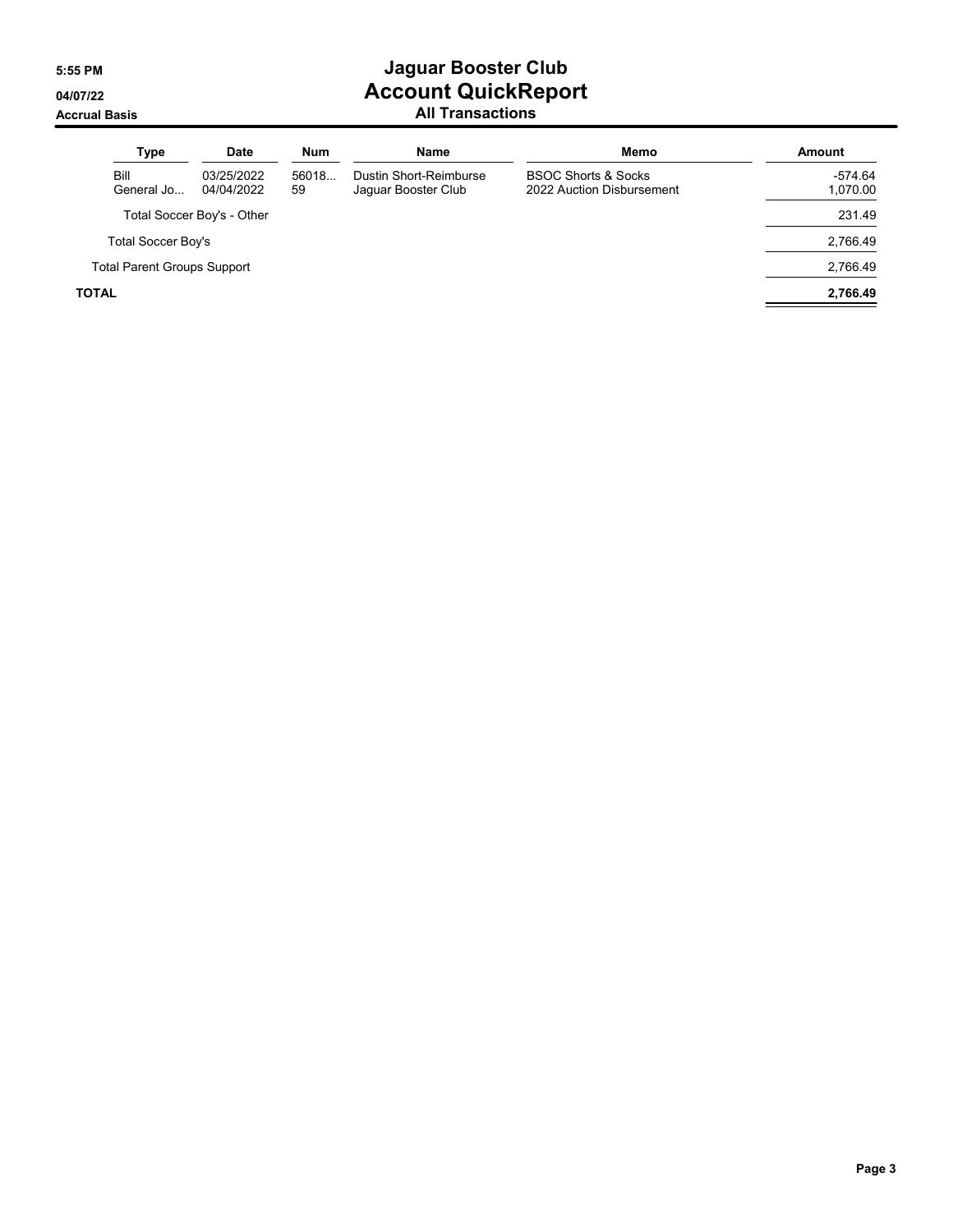# Jaguar Booster Club
## Account QuickReport
### All Transactions

5:55 PM
04/07/22
Accrual Basis

| Type | Date | Num | Name | Memo | Amount |
|---|---|---|---|---|---|
| Bill | 03/25/2022 | 56018... | Dustin Short-Reimburse | BSOC Shorts & Socks | -574.64 |
| General Jo... | 04/04/2022 | 59 | Jaguar Booster Club | 2022 Auction Disbursement | 1,070.00 |
| Total Soccer Boy's - Other | | | | | 231.49 |
| Total Soccer Boy's | | | | | 2,766.49 |
| Total Parent Groups Support | | | | | 2,766.49 |
| **TOTAL** | | | | | **2,766.49** |